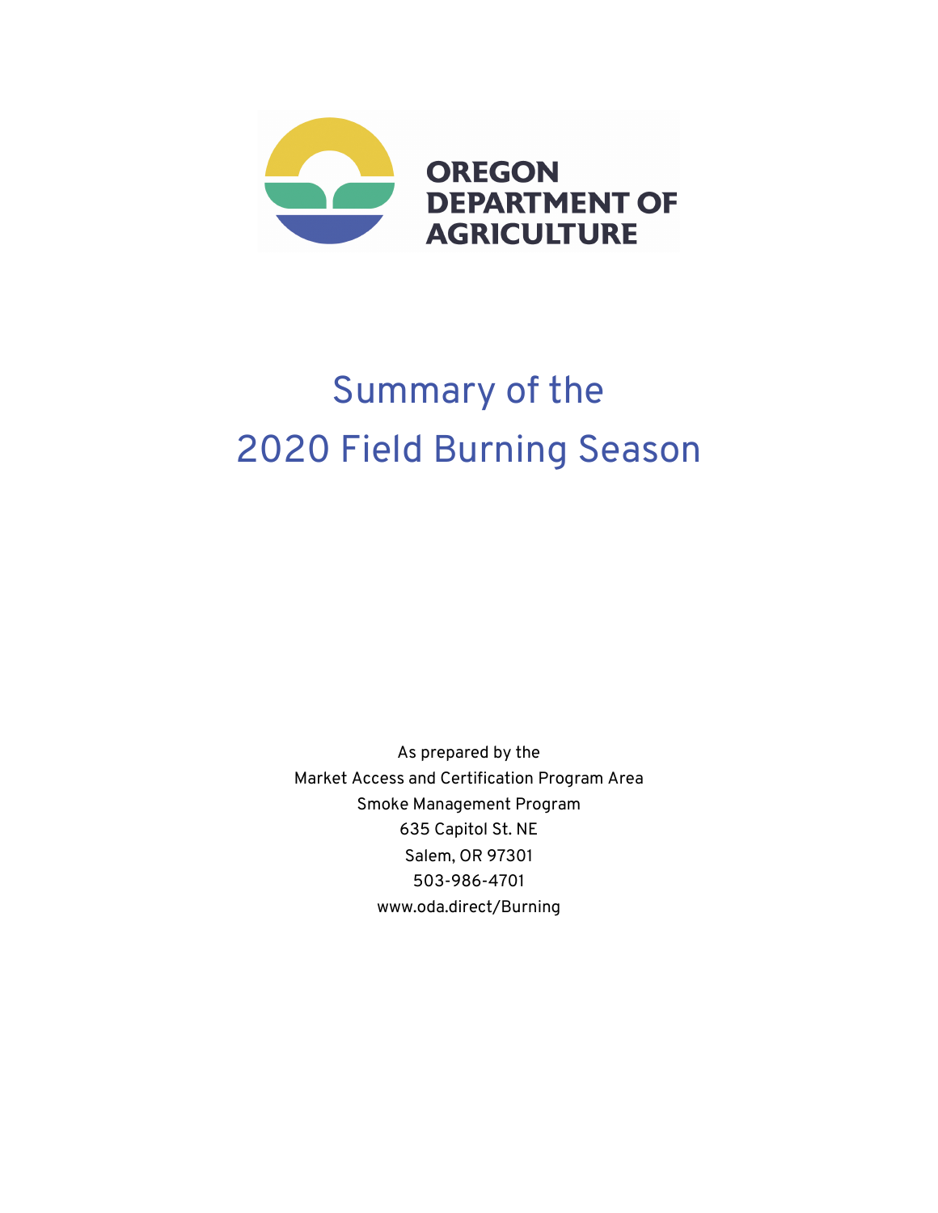OREGON DEPARTMENT OF AGRICULTURE

# Summary of the 2020 Field Burning Season

As prepared by the
Market Access and Certification Program Area
Smoke Management Program
635 Capitol St. NE
Salem, OR 97301
503-986-4701
www.oda.direct/Burning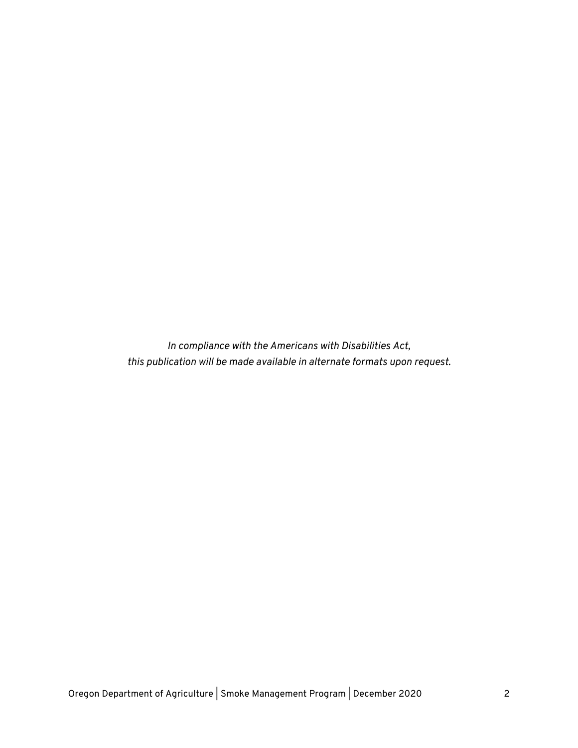*In compliance with the Americans with Disabilities Act,*
*this publication will be made available in alternate formats upon request.*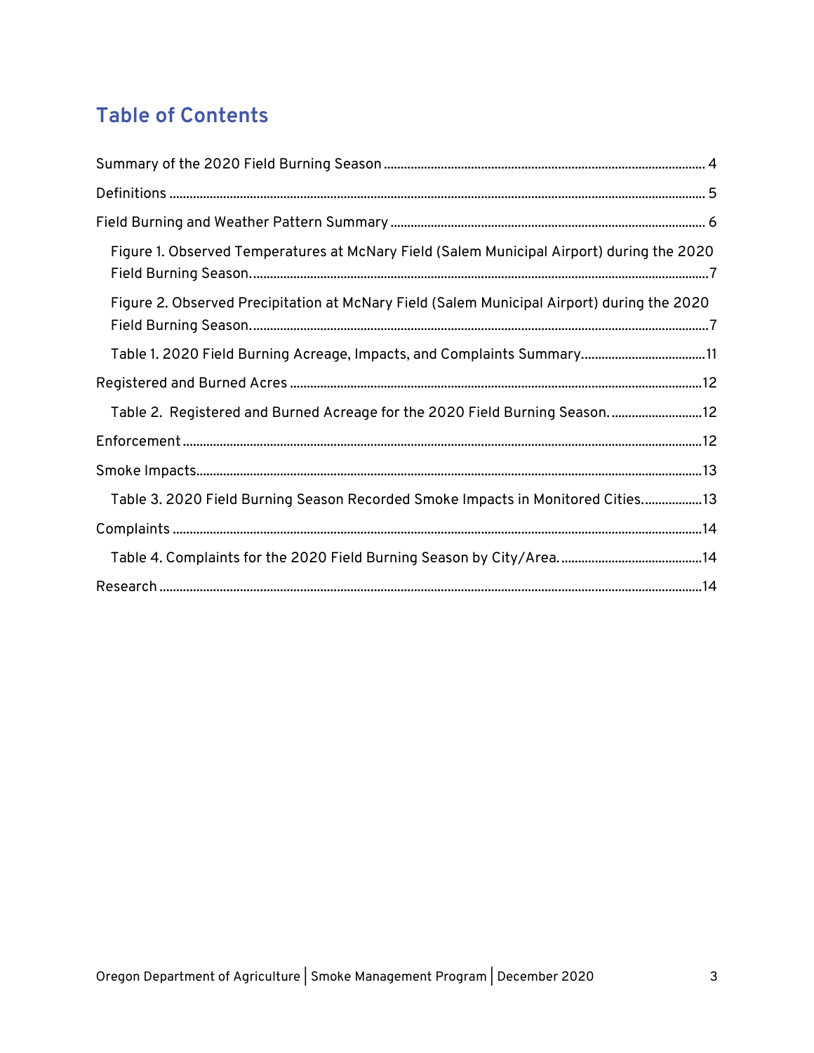## Table of Contents

Summary of the 2020 Field Burning Season ... 4

Definitions ... 5

Field Burning and Weather Pattern Summary ... 6

- Figure 1. Observed Temperatures at McNary Field (Salem Municipal Airport) during the 2020 Field Burning Season. ... 7
- Figure 2. Observed Precipitation at McNary Field (Salem Municipal Airport) during the 2020 Field Burning Season. ... 7
- Table 1. 2020 Field Burning Acreage, Impacts, and Complaints Summary. ... 11

Registered and Burned Acres ... 12

- Table 2. Registered and Burned Acreage for the 2020 Field Burning Season. ... 12

Enforcement ... 12

Smoke Impacts ... 13

- Table 3. 2020 Field Burning Season Recorded Smoke Impacts in Monitored Cities. ... 13

Complaints ... 14

- Table 4. Complaints for the 2020 Field Burning Season by City/Area. ... 14

Research ... 14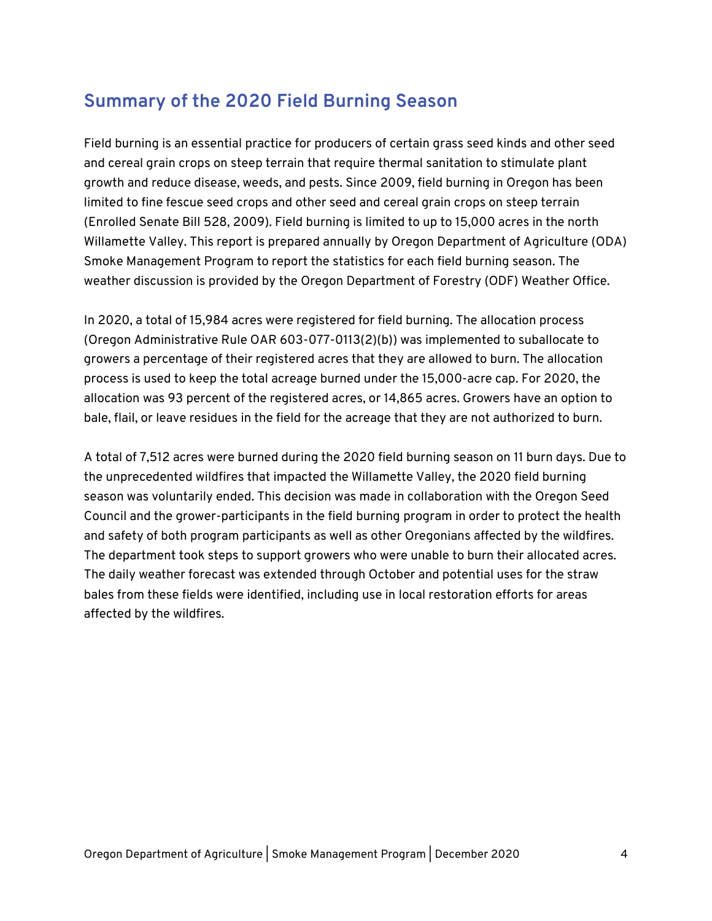## Summary of the 2020 Field Burning Season

Field burning is an essential practice for producers of certain grass seed kinds and other seed and cereal grain crops on steep terrain that require thermal sanitation to stimulate plant growth and reduce disease, weeds, and pests. Since 2009, field burning in Oregon has been limited to fine fescue seed crops and other seed and cereal grain crops on steep terrain (Enrolled Senate Bill 528, 2009). Field burning is limited to up to 15,000 acres in the north Willamette Valley. This report is prepared annually by Oregon Department of Agriculture (ODA) Smoke Management Program to report the statistics for each field burning season. The weather discussion is provided by the Oregon Department of Forestry (ODF) Weather Office.

In 2020, a total of 15,984 acres were registered for field burning. The allocation process (Oregon Administrative Rule OAR 603-077-0113(2)(b)) was implemented to suballocate to growers a percentage of their registered acres that they are allowed to burn. The allocation process is used to keep the total acreage burned under the 15,000-acre cap. For 2020, the allocation was 93 percent of the registered acres, or 14,865 acres. Growers have an option to bale, flail, or leave residues in the field for the acreage that they are not authorized to burn.

A total of 7,512 acres were burned during the 2020 field burning season on 11 burn days. Due to the unprecedented wildfires that impacted the Willamette Valley, the 2020 field burning season was voluntarily ended. This decision was made in collaboration with the Oregon Seed Council and the grower-participants in the field burning program in order to protect the health and safety of both program participants as well as other Oregonians affected by the wildfires. The department took steps to support growers who were unable to burn their allocated acres. The daily weather forecast was extended through October and potential uses for the straw bales from these fields were identified, including use in local restoration efforts for areas affected by the wildfires.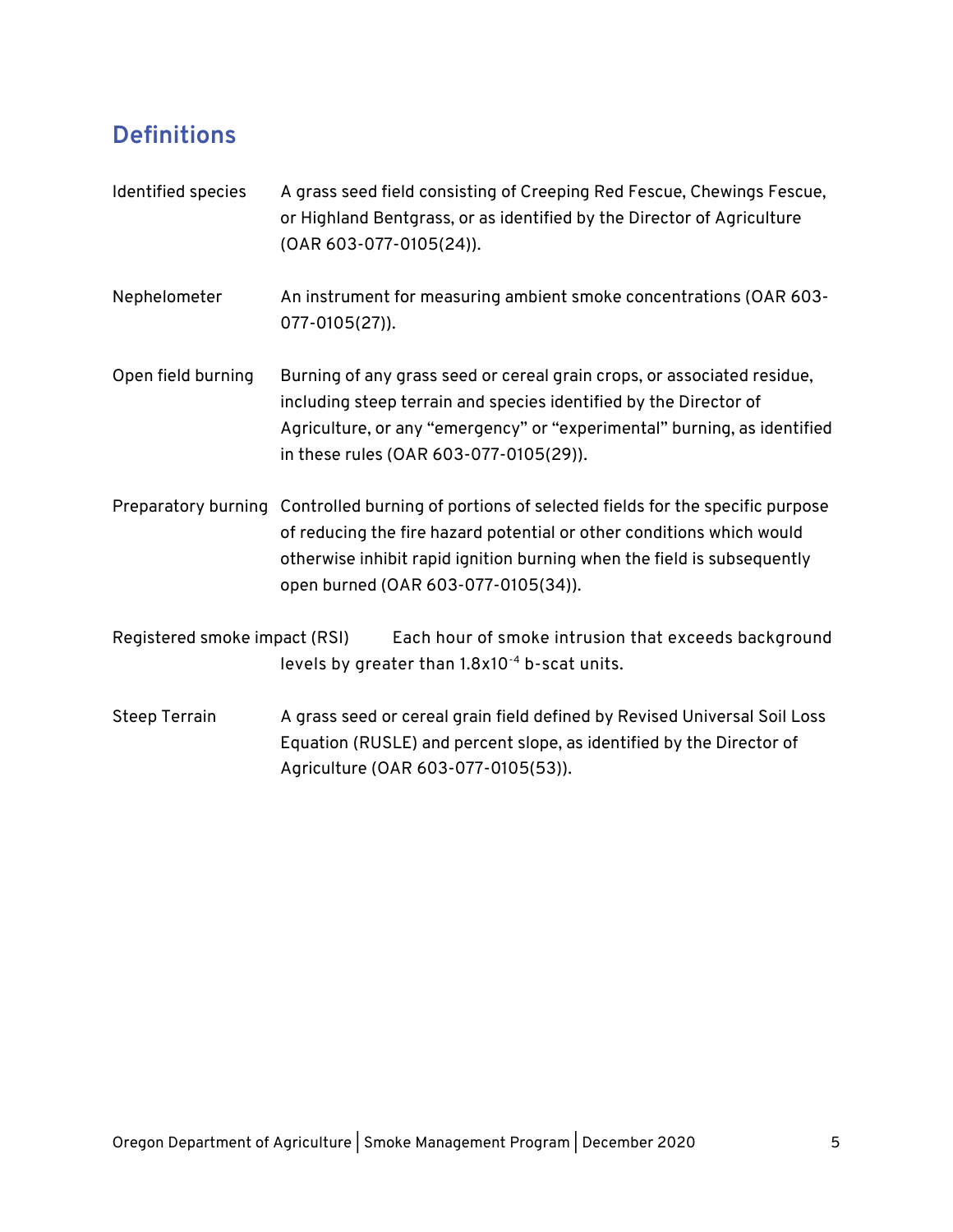## Definitions

| | |
|---|---|
| Identified species | A grass seed field consisting of Creeping Red Fescue, Chewings Fescue, or Highland Bentgrass, or as identified by the Director of Agriculture (OAR 603-077-0105(24)). |
| Nephelometer | An instrument for measuring ambient smoke concentrations (OAR 603-077-0105(27)). |
| Open field burning | Burning of any grass seed or cereal grain crops, or associated residue, including steep terrain and species identified by the Director of Agriculture, or any "emergency" or "experimental" burning, as identified in these rules (OAR 603-077-0105(29)). |
| Preparatory burning | Controlled burning of portions of selected fields for the specific purpose of reducing the fire hazard potential or other conditions which would otherwise inhibit rapid ignition burning when the field is subsequently open burned (OAR 603-077-0105(34)). |
| Registered smoke impact (RSI) | Each hour of smoke intrusion that exceeds background levels by greater than $1.8 \times 10^{-4}$ b-scat units. |
| Steep Terrain | A grass seed or cereal grain field defined by Revised Universal Soil Loss Equation (RUSLE) and percent slope, as identified by the Director of Agriculture (OAR 603-077-0105(53)). |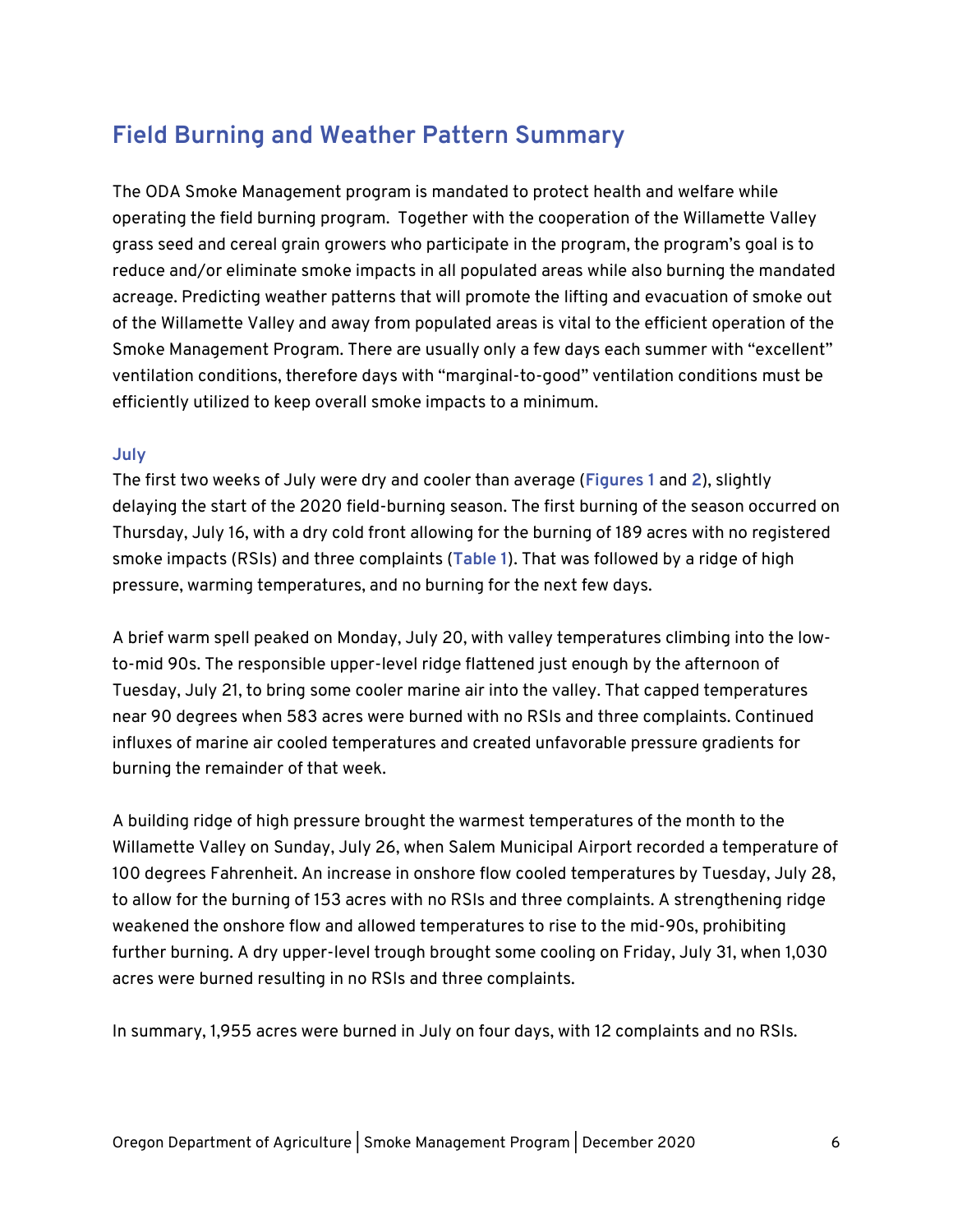## Field Burning and Weather Pattern Summary

The ODA Smoke Management program is mandated to protect health and welfare while operating the field burning program. Together with the cooperation of the Willamette Valley grass seed and cereal grain growers who participate in the program, the program's goal is to reduce and/or eliminate smoke impacts in all populated areas while also burning the mandated acreage. Predicting weather patterns that will promote the lifting and evacuation of smoke out of the Willamette Valley and away from populated areas is vital to the efficient operation of the Smoke Management Program. There are usually only a few days each summer with "excellent" ventilation conditions, therefore days with "marginal-to-good" ventilation conditions must be efficiently utilized to keep overall smoke impacts to a minimum.

### July

The first two weeks of July were dry and cooler than average (**Figures 1** and **2**), slightly delaying the start of the 2020 field-burning season. The first burning of the season occurred on Thursday, July 16, with a dry cold front allowing for the burning of 189 acres with no registered smoke impacts (RSIs) and three complaints (**Table 1**). That was followed by a ridge of high pressure, warming temperatures, and no burning for the next few days.

A brief warm spell peaked on Monday, July 20, with valley temperatures climbing into the low-to-mid 90s. The responsible upper-level ridge flattened just enough by the afternoon of Tuesday, July 21, to bring some cooler marine air into the valley. That capped temperatures near 90 degrees when 583 acres were burned with no RSIs and three complaints. Continued influxes of marine air cooled temperatures and created unfavorable pressure gradients for burning the remainder of that week.

A building ridge of high pressure brought the warmest temperatures of the month to the Willamette Valley on Sunday, July 26, when Salem Municipal Airport recorded a temperature of 100 degrees Fahrenheit. An increase in onshore flow cooled temperatures by Tuesday, July 28, to allow for the burning of 153 acres with no RSIs and three complaints. A strengthening ridge weakened the onshore flow and allowed temperatures to rise to the mid-90s, prohibiting further burning. A dry upper-level trough brought some cooling on Friday, July 31, when 1,030 acres were burned resulting in no RSIs and three complaints.

In summary, 1,955 acres were burned in July on four days, with 12 complaints and no RSIs.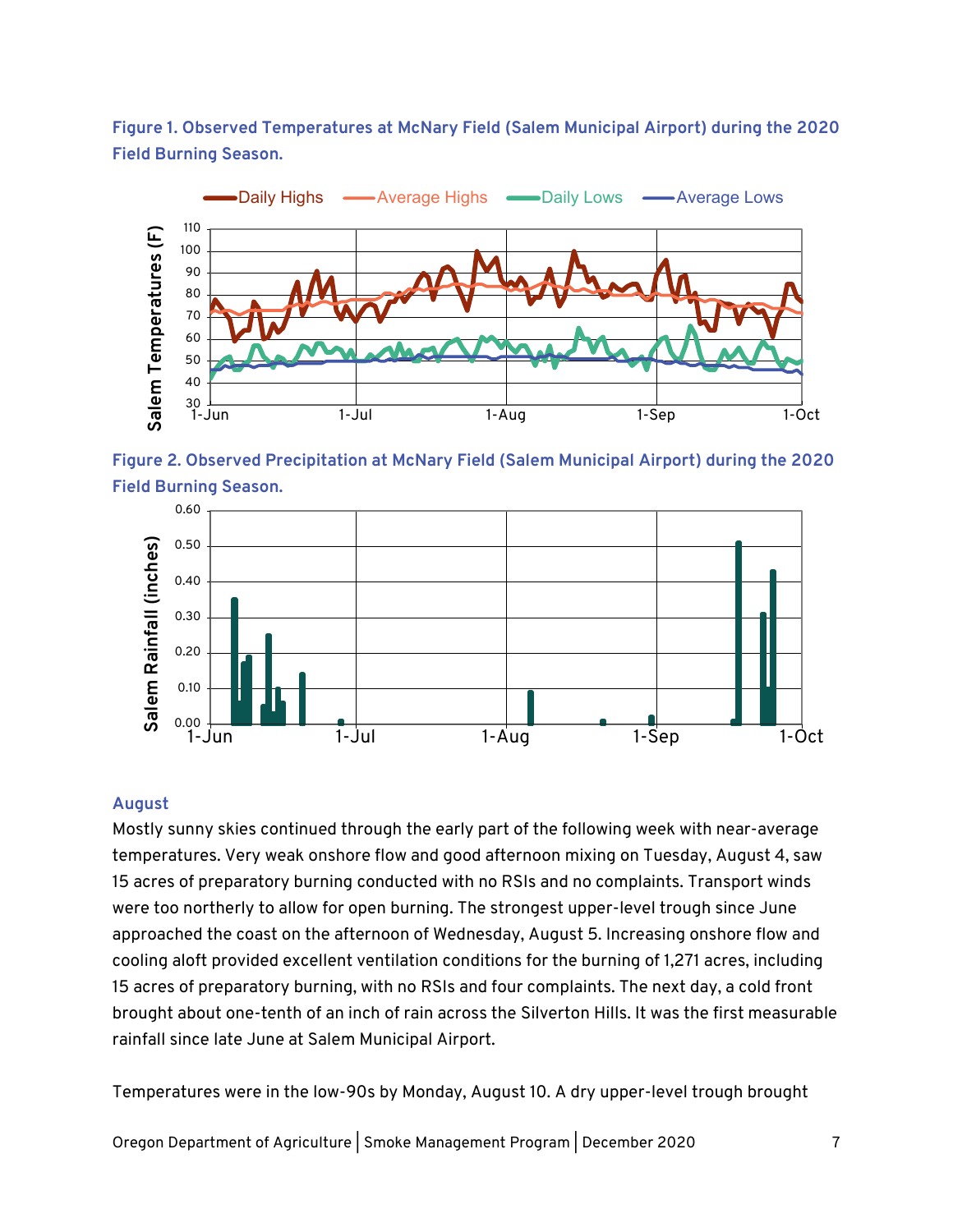**Figure 1. Observed Temperatures at McNary Field (Salem Municipal Airport) during the 2020 Field Burning Season.**

**Figure 2. Observed Precipitation at McNary Field (Salem Municipal Airport) during the 2020 Field Burning Season.**

### August

Mostly sunny skies continued through the early part of the following week with near-average temperatures. Very weak onshore flow and good afternoon mixing on Tuesday, August 4, saw 15 acres of preparatory burning conducted with no RSIs and no complaints. Transport winds were too northerly to allow for open burning. The strongest upper-level trough since June approached the coast on the afternoon of Wednesday, August 5. Increasing onshore flow and cooling aloft provided excellent ventilation conditions for the burning of 1,271 acres, including 15 acres of preparatory burning, with no RSIs and four complaints. The next day, a cold front brought about one-tenth of an inch of rain across the Silverton Hills. It was the first measurable rainfall since late June at Salem Municipal Airport.

Temperatures were in the low-90s by Monday, August 10. A dry upper-level trough brought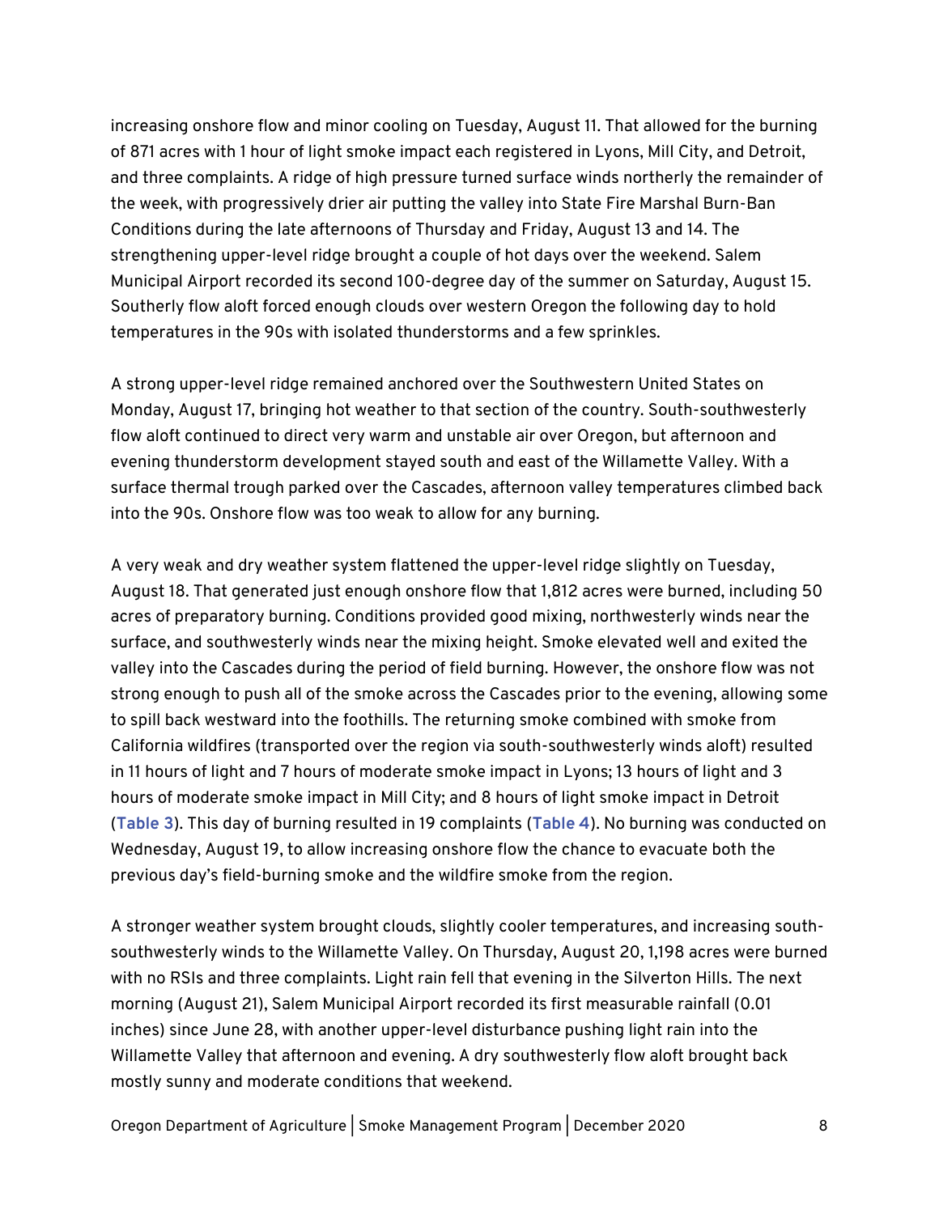increasing onshore flow and minor cooling on Tuesday, August 11. That allowed for the burning of 871 acres with 1 hour of light smoke impact each registered in Lyons, Mill City, and Detroit, and three complaints. A ridge of high pressure turned surface winds northerly the remainder of the week, with progressively drier air putting the valley into State Fire Marshal Burn-Ban Conditions during the late afternoons of Thursday and Friday, August 13 and 14. The strengthening upper-level ridge brought a couple of hot days over the weekend. Salem Municipal Airport recorded its second 100-degree day of the summer on Saturday, August 15. Southerly flow aloft forced enough clouds over western Oregon the following day to hold temperatures in the 90s with isolated thunderstorms and a few sprinkles.

A strong upper-level ridge remained anchored over the Southwestern United States on Monday, August 17, bringing hot weather to that section of the country. South-southwesterly flow aloft continued to direct very warm and unstable air over Oregon, but afternoon and evening thunderstorm development stayed south and east of the Willamette Valley. With a surface thermal trough parked over the Cascades, afternoon valley temperatures climbed back into the 90s. Onshore flow was too weak to allow for any burning.

A very weak and dry weather system flattened the upper-level ridge slightly on Tuesday, August 18. That generated just enough onshore flow that 1,812 acres were burned, including 50 acres of preparatory burning. Conditions provided good mixing, northwesterly winds near the surface, and southwesterly winds near the mixing height. Smoke elevated well and exited the valley into the Cascades during the period of field burning. However, the onshore flow was not strong enough to push all of the smoke across the Cascades prior to the evening, allowing some to spill back westward into the foothills. The returning smoke combined with smoke from California wildfires (transported over the region via south-southwesterly winds aloft) resulted in 11 hours of light and 7 hours of moderate smoke impact in Lyons; 13 hours of light and 3 hours of moderate smoke impact in Mill City; and 8 hours of light smoke impact in Detroit (**Table 3**). This day of burning resulted in 19 complaints (**Table 4**). No burning was conducted on Wednesday, August 19, to allow increasing onshore flow the chance to evacuate both the previous day's field-burning smoke and the wildfire smoke from the region.

A stronger weather system brought clouds, slightly cooler temperatures, and increasing south-southwesterly winds to the Willamette Valley. On Thursday, August 20, 1,198 acres were burned with no RSIs and three complaints. Light rain fell that evening in the Silverton Hills. The next morning (August 21), Salem Municipal Airport recorded its first measurable rainfall (0.01 inches) since June 28, with another upper-level disturbance pushing light rain into the Willamette Valley that afternoon and evening. A dry southwesterly flow aloft brought back mostly sunny and moderate conditions that weekend.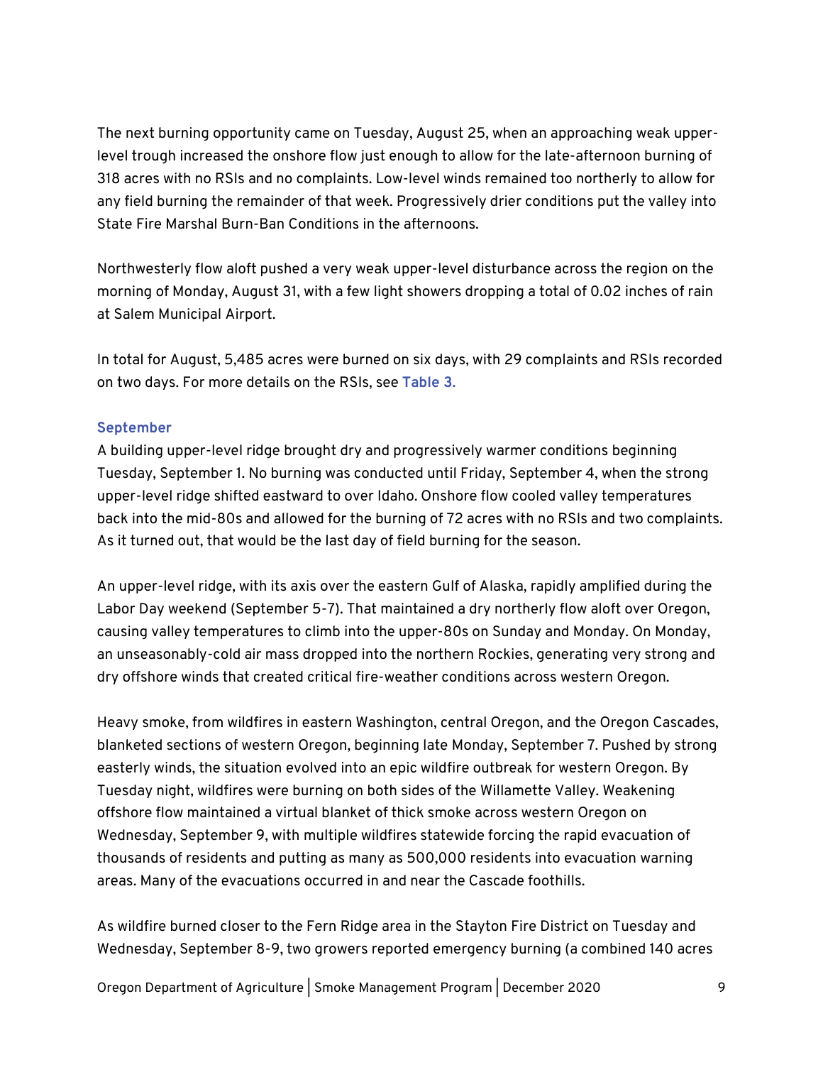The next burning opportunity came on Tuesday, August 25, when an approaching weak upper-level trough increased the onshore flow just enough to allow for the late-afternoon burning of 318 acres with no RSIs and no complaints. Low-level winds remained too northerly to allow for any field burning the remainder of that week. Progressively drier conditions put the valley into State Fire Marshal Burn-Ban Conditions in the afternoons.

Northwesterly flow aloft pushed a very weak upper-level disturbance across the region on the morning of Monday, August 31, with a few light showers dropping a total of 0.02 inches of rain at Salem Municipal Airport.

In total for August, 5,485 acres were burned on six days, with 29 complaints and RSIs recorded on two days. For more details on the RSIs, see **Table 3.**

### September

A building upper-level ridge brought dry and progressively warmer conditions beginning Tuesday, September 1. No burning was conducted until Friday, September 4, when the strong upper-level ridge shifted eastward to over Idaho. Onshore flow cooled valley temperatures back into the mid-80s and allowed for the burning of 72 acres with no RSIs and two complaints. As it turned out, that would be the last day of field burning for the season.

An upper-level ridge, with its axis over the eastern Gulf of Alaska, rapidly amplified during the Labor Day weekend (September 5-7). That maintained a dry northerly flow aloft over Oregon, causing valley temperatures to climb into the upper-80s on Sunday and Monday. On Monday, an unseasonably-cold air mass dropped into the northern Rockies, generating very strong and dry offshore winds that created critical fire-weather conditions across western Oregon.

Heavy smoke, from wildfires in eastern Washington, central Oregon, and the Oregon Cascades, blanketed sections of western Oregon, beginning late Monday, September 7. Pushed by strong easterly winds, the situation evolved into an epic wildfire outbreak for western Oregon. By Tuesday night, wildfires were burning on both sides of the Willamette Valley. Weakening offshore flow maintained a virtual blanket of thick smoke across western Oregon on Wednesday, September 9, with multiple wildfires statewide forcing the rapid evacuation of thousands of residents and putting as many as 500,000 residents into evacuation warning areas. Many of the evacuations occurred in and near the Cascade foothills.

As wildfire burned closer to the Fern Ridge area in the Stayton Fire District on Tuesday and Wednesday, September 8-9, two growers reported emergency burning (a combined 140 acres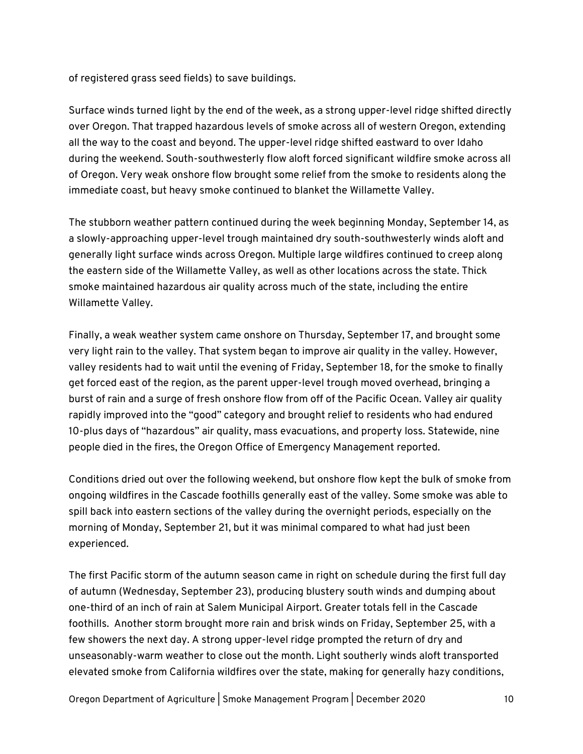of registered grass seed fields) to save buildings.

Surface winds turned light by the end of the week, as a strong upper-level ridge shifted directly over Oregon. That trapped hazardous levels of smoke across all of western Oregon, extending all the way to the coast and beyond. The upper-level ridge shifted eastward to over Idaho during the weekend. South-southwesterly flow aloft forced significant wildfire smoke across all of Oregon. Very weak onshore flow brought some relief from the smoke to residents along the immediate coast, but heavy smoke continued to blanket the Willamette Valley.

The stubborn weather pattern continued during the week beginning Monday, September 14, as a slowly-approaching upper-level trough maintained dry south-southwesterly winds aloft and generally light surface winds across Oregon. Multiple large wildfires continued to creep along the eastern side of the Willamette Valley, as well as other locations across the state. Thick smoke maintained hazardous air quality across much of the state, including the entire Willamette Valley.

Finally, a weak weather system came onshore on Thursday, September 17, and brought some very light rain to the valley. That system began to improve air quality in the valley. However, valley residents had to wait until the evening of Friday, September 18, for the smoke to finally get forced east of the region, as the parent upper-level trough moved overhead, bringing a burst of rain and a surge of fresh onshore flow from off of the Pacific Ocean. Valley air quality rapidly improved into the "good" category and brought relief to residents who had endured 10-plus days of "hazardous" air quality, mass evacuations, and property loss. Statewide, nine people died in the fires, the Oregon Office of Emergency Management reported.

Conditions dried out over the following weekend, but onshore flow kept the bulk of smoke from ongoing wildfires in the Cascade foothills generally east of the valley. Some smoke was able to spill back into eastern sections of the valley during the overnight periods, especially on the morning of Monday, September 21, but it was minimal compared to what had just been experienced.

The first Pacific storm of the autumn season came in right on schedule during the first full day of autumn (Wednesday, September 23), producing blustery south winds and dumping about one-third of an inch of rain at Salem Municipal Airport. Greater totals fell in the Cascade foothills. Another storm brought more rain and brisk winds on Friday, September 25, with a few showers the next day. A strong upper-level ridge prompted the return of dry and unseasonably-warm weather to close out the month. Light southerly winds aloft transported elevated smoke from California wildfires over the state, making for generally hazy conditions,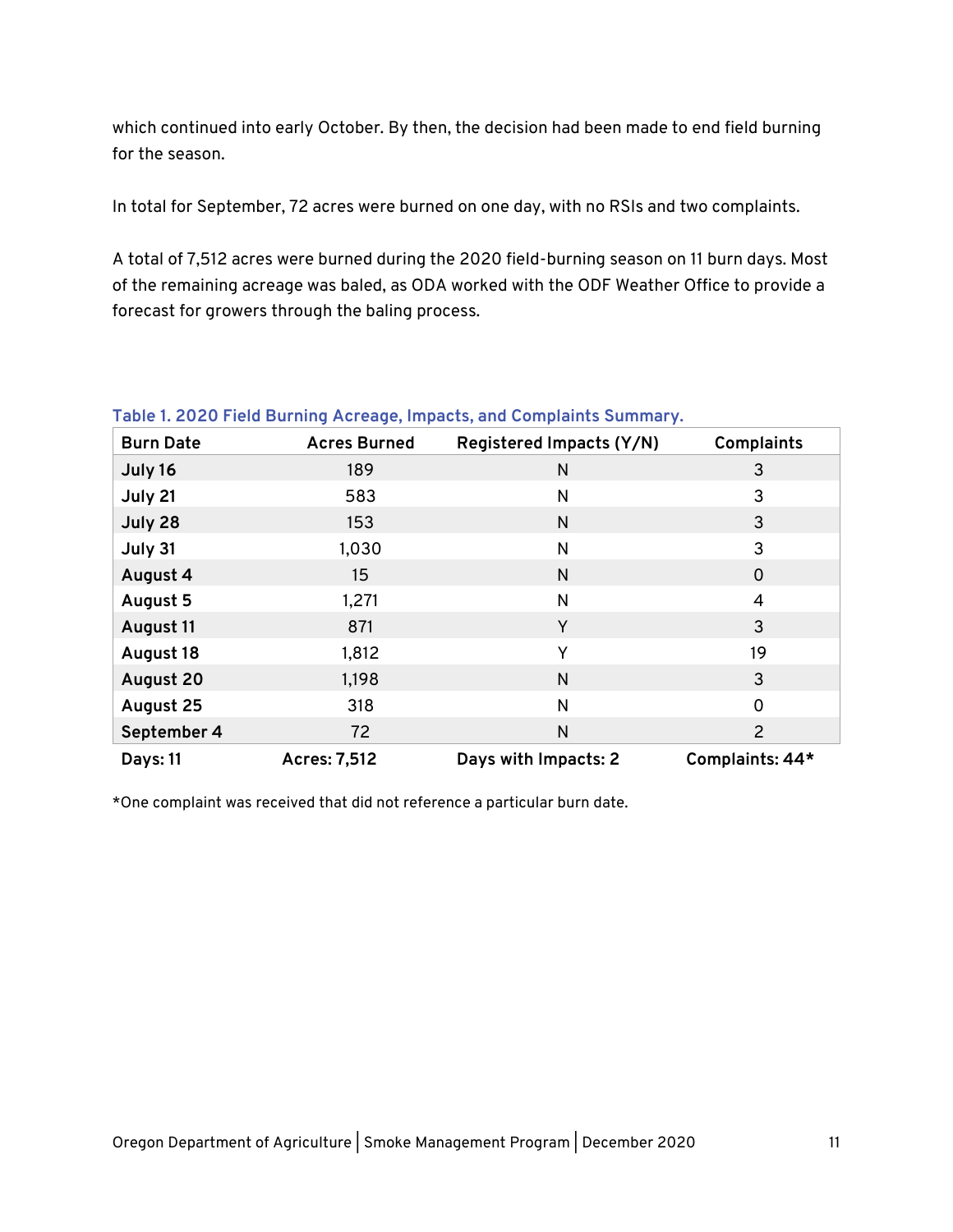which continued into early October. By then, the decision had been made to end field burning for the season.

In total for September, 72 acres were burned on one day, with no RSIs and two complaints.

A total of 7,512 acres were burned during the 2020 field-burning season on 11 burn days. Most of the remaining acreage was baled, as ODA worked with the ODF Weather Office to provide a forecast for growers through the baling process.

**Table 1. 2020 Field Burning Acreage, Impacts, and Complaints Summary.**

| Burn Date | Acres Burned | Registered Impacts (Y/N) | Complaints |
|---|---|---|---|
| **July 16** | 189 | N | 3 |
| **July 21** | 583 | N | 3 |
| **July 28** | 153 | N | 3 |
| **July 31** | 1,030 | N | 3 |
| **August 4** | 15 | N | 0 |
| **August 5** | 1,271 | N | 4 |
| **August 11** | 871 | Y | 3 |
| **August 18** | 1,812 | Y | 19 |
| **August 20** | 1,198 | N | 3 |
| **August 25** | 318 | N | 0 |
| **September 4** | 72 | N | 2 |
| **Days: 11** | **Acres: 7,512** | **Days with Impacts: 2** | **Complaints: 44*** |

*One complaint was received that did not reference a particular burn date.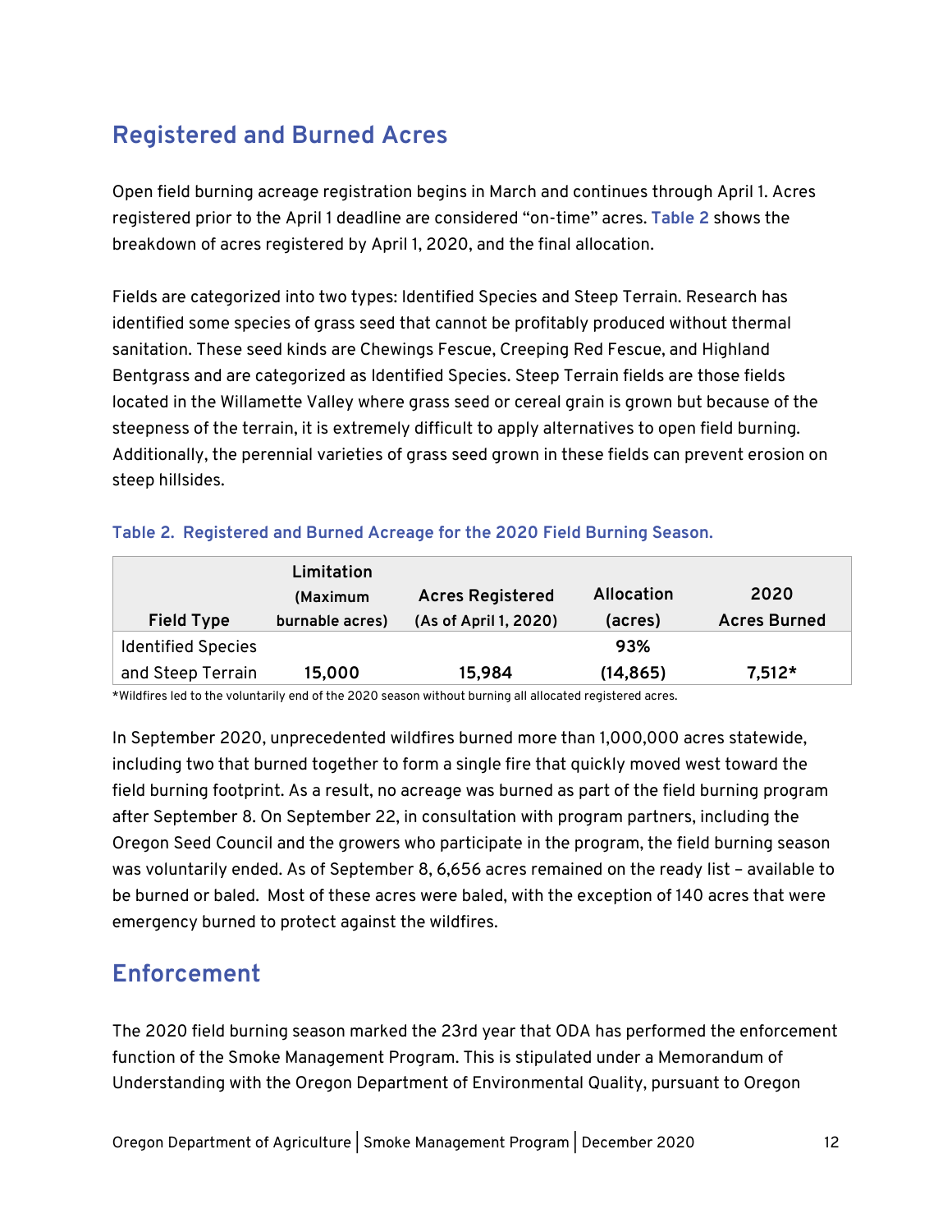## Registered and Burned Acres

Open field burning acreage registration begins in March and continues through April 1. Acres registered prior to the April 1 deadline are considered "on-time" acres. **Table 2** shows the breakdown of acres registered by April 1, 2020, and the final allocation.

Fields are categorized into two types: Identified Species and Steep Terrain. Research has identified some species of grass seed that cannot be profitably produced without thermal sanitation. These seed kinds are Chewings Fescue, Creeping Red Fescue, and Highland Bentgrass and are categorized as Identified Species. Steep Terrain fields are those fields located in the Willamette Valley where grass seed or cereal grain is grown but because of the steepness of the terrain, it is extremely difficult to apply alternatives to open field burning. Additionally, the perennial varieties of grass seed grown in these fields can prevent erosion on steep hillsides.

**Table 2. Registered and Burned Acreage for the 2020 Field Burning Season.**

| Field Type | Limitation (Maximum burnable acres) | Acres Registered (As of April 1, 2020) | Allocation (acres) | 2020 Acres Burned |
|---|---|---|---|---|
| Identified Species and Steep Terrain | **15,000** | **15,984** | **93% (14,865)** | **7,512*** |

*Wildfires led to the voluntarily end of the 2020 season without burning all allocated registered acres.

In September 2020, unprecedented wildfires burned more than 1,000,000 acres statewide, including two that burned together to form a single fire that quickly moved west toward the field burning footprint. As a result, no acreage was burned as part of the field burning program after September 8. On September 22, in consultation with program partners, including the Oregon Seed Council and the growers who participate in the program, the field burning season was voluntarily ended. As of September 8, 6,656 acres remained on the ready list – available to be burned or baled. Most of these acres were baled, with the exception of 140 acres that were emergency burned to protect against the wildfires.

## Enforcement

The 2020 field burning season marked the 23rd year that ODA has performed the enforcement function of the Smoke Management Program. This is stipulated under a Memorandum of Understanding with the Oregon Department of Environmental Quality, pursuant to Oregon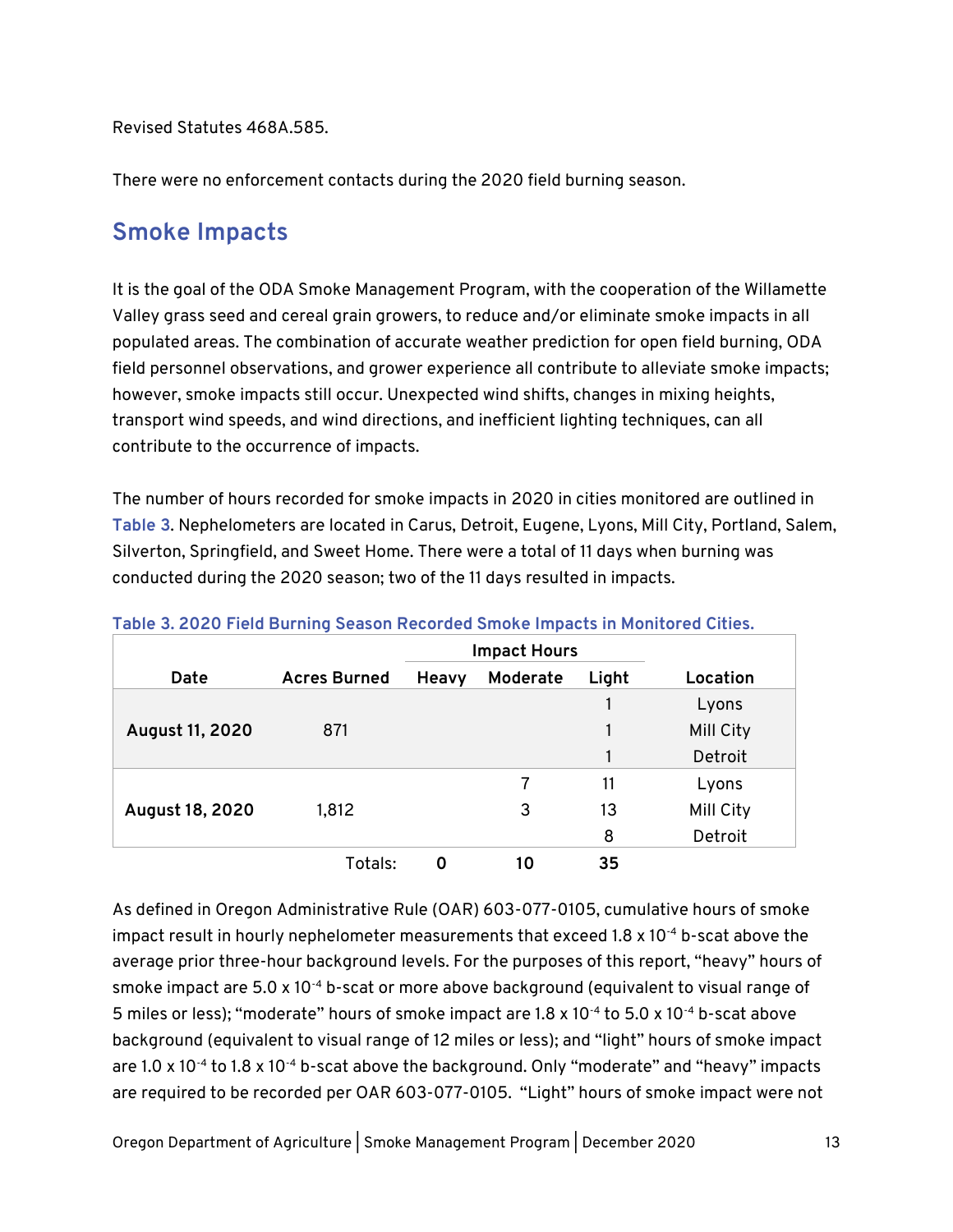Revised Statutes 468A.585.

There were no enforcement contacts during the 2020 field burning season.

## Smoke Impacts

It is the goal of the ODA Smoke Management Program, with the cooperation of the Willamette Valley grass seed and cereal grain growers, to reduce and/or eliminate smoke impacts in all populated areas. The combination of accurate weather prediction for open field burning, ODA field personnel observations, and grower experience all contribute to alleviate smoke impacts; however, smoke impacts still occur. Unexpected wind shifts, changes in mixing heights, transport wind speeds, and wind directions, and inefficient lighting techniques, can all contribute to the occurrence of impacts.

The number of hours recorded for smoke impacts in 2020 in cities monitored are outlined in Table 3. Nephelometers are located in Carus, Detroit, Eugene, Lyons, Mill City, Portland, Salem, Silverton, Springfield, and Sweet Home. There were a total of 11 days when burning was conducted during the 2020 season; two of the 11 days resulted in impacts.

Table 3. 2020 Field Burning Season Recorded Smoke Impacts in Monitored Cities.

| Date | Acres Burned | Impact Hours | | | Location |
|---|---|---|---|---|---|
| | | Heavy | Moderate | Light | |
| **August 11, 2020** | 871 | | | 1 | Lyons |
| | | | | 1 | Mill City |
| | | | | 1 | Detroit |
| **August 18, 2020** | 1,812 | | 7 | 11 | Lyons |
| | | | 3 | 13 | Mill City |
| | | | | 8 | Detroit |
| | Totals: | **0** | **10** | **35** | |

As defined in Oregon Administrative Rule (OAR) 603-077-0105, cumulative hours of smoke impact result in hourly nephelometer measurements that exceed $1.8 \times 10^{-4}$ b-scat above the average prior three-hour background levels. For the purposes of this report, "heavy" hours of smoke impact are $5.0 \times 10^{-4}$ b-scat or more above background (equivalent to visual range of 5 miles or less); "moderate" hours of smoke impact are $1.8 \times 10^{-4}$ to $5.0 \times 10^{-4}$ b-scat above background (equivalent to visual range of 12 miles or less); and "light" hours of smoke impact are $1.0 \times 10^{-4}$ to $1.8 \times 10^{-4}$ b-scat above the background. Only "moderate" and "heavy" impacts are required to be recorded per OAR 603-077-0105. "Light" hours of smoke impact were not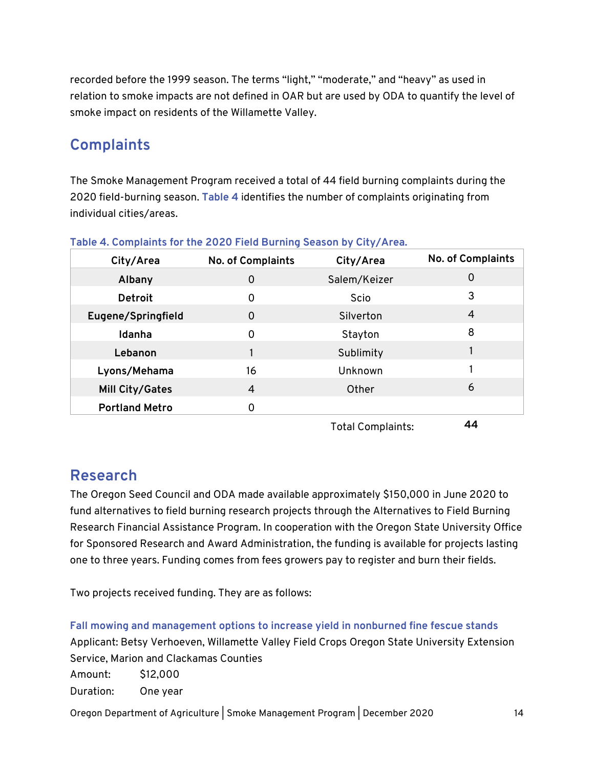recorded before the 1999 season. The terms “light,” “moderate,” and “heavy” as used in relation to smoke impacts are not defined in OAR but are used by ODA to quantify the level of smoke impact on residents of the Willamette Valley.

## Complaints

The Smoke Management Program received a total of 44 field burning complaints during the 2020 field-burning season. Table 4 identifies the number of complaints originating from individual cities/areas.

Table 4. Complaints for the 2020 Field Burning Season by City/Area.

| City/Area | No. of Complaints | City/Area | No. of Complaints |
|---|---|---|---|
| **Albany** | 0 | Salem/Keizer | 0 |
| **Detroit** | 0 | Scio | 3 |
| **Eugene/Springfield** | 0 | Silverton | 4 |
| **Idanha** | 0 | Stayton | 8 |
| **Lebanon** | 1 | Sublimity | 1 |
| **Lyons/Mehama** | 16 | Unknown | 1 |
| **Mill City/Gates** | 4 | Other | 6 |
| **Portland Metro** | 0 | | |
| | | Total Complaints: | **44** |

## Research

The Oregon Seed Council and ODA made available approximately $150,000 in June 2020 to fund alternatives to field burning research projects through the Alternatives to Field Burning Research Financial Assistance Program. In cooperation with the Oregon State University Office for Sponsored Research and Award Administration, the funding is available for projects lasting one to three years. Funding comes from fees growers pay to register and burn their fields.

Two projects received funding. They are as follows:

### Fall mowing and management options to increase yield in nonburned fine fescue stands

Applicant: Betsy Verhoeven, Willamette Valley Field Crops Oregon State University Extension Service, Marion and Clackamas Counties

Amount: $12,000

Duration: One year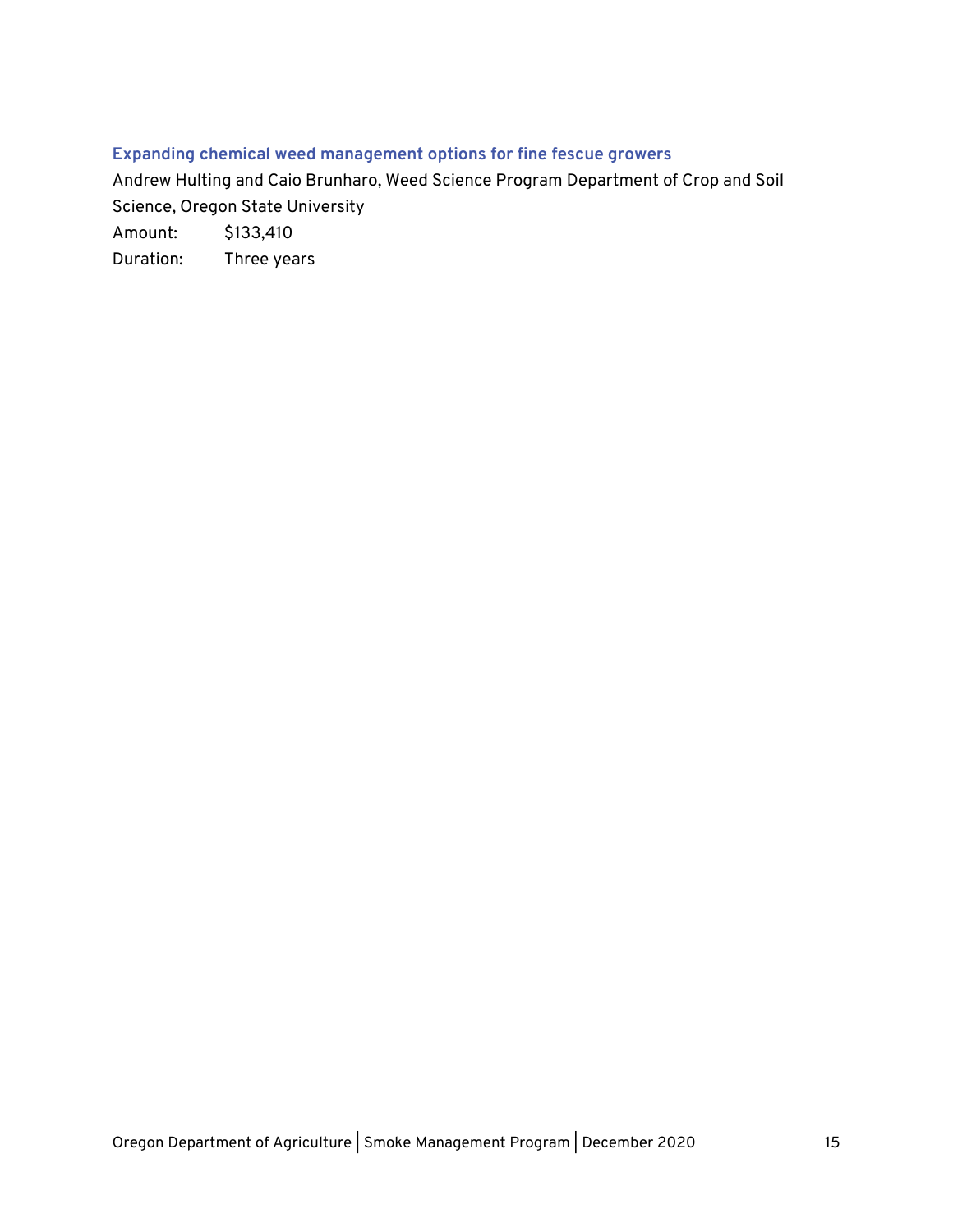### Expanding chemical weed management options for fine fescue growers

Andrew Hulting and Caio Brunharo, Weed Science Program Department of Crop and Soil Science, Oregon State University

Amount: $133,410

Duration: Three years